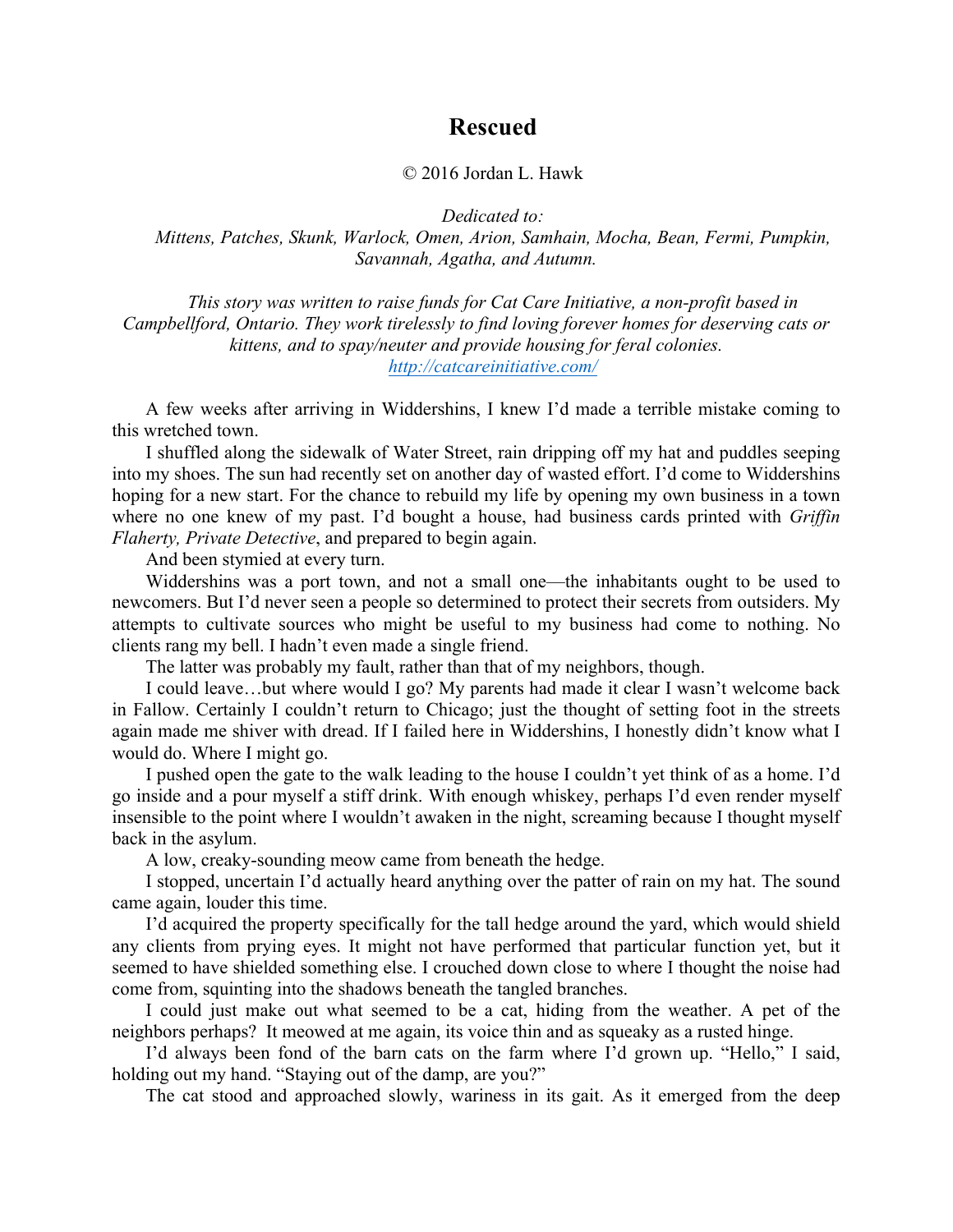# Rescued

© 2016 Jordan L. Hawk

*Dedicated to:*
*Mittens, Patches, Skunk, Warlock, Omen, Arion, Samhain, Mocha, Bean, Fermi, Pumpkin, Savannah, Agatha, and Autumn.*

*This story was written to raise funds for Cat Care Initiative, a non-profit based in Campbellford, Ontario. They work tirelessly to find loving forever homes for deserving cats or kittens, and to spay/neuter and provide housing for feral colonies.*
*http://catcareinitiative.com/*

A few weeks after arriving in Widdershins, I knew I'd made a terrible mistake coming to this wretched town.

I shuffled along the sidewalk of Water Street, rain dripping off my hat and puddles seeping into my shoes. The sun had recently set on another day of wasted effort. I'd come to Widdershins hoping for a new start. For the chance to rebuild my life by opening my own business in a town where no one knew of my past. I'd bought a house, had business cards printed with *Griffin Flaherty, Private Detective*, and prepared to begin again.

And been stymied at every turn.

Widdershins was a port town, and not a small one—the inhabitants ought to be used to newcomers. But I'd never seen a people so determined to protect their secrets from outsiders. My attempts to cultivate sources who might be useful to my business had come to nothing. No clients rang my bell. I hadn't even made a single friend.

The latter was probably my fault, rather than that of my neighbors, though.

I could leave…but where would I go? My parents had made it clear I wasn't welcome back in Fallow. Certainly I couldn't return to Chicago; just the thought of setting foot in the streets again made me shiver with dread. If I failed here in Widdershins, I honestly didn't know what I would do. Where I might go.

I pushed open the gate to the walk leading to the house I couldn't yet think of as a home. I'd go inside and a pour myself a stiff drink. With enough whiskey, perhaps I'd even render myself insensible to the point where I wouldn't awaken in the night, screaming because I thought myself back in the asylum.

A low, creaky-sounding meow came from beneath the hedge.

I stopped, uncertain I'd actually heard anything over the patter of rain on my hat. The sound came again, louder this time.

I'd acquired the property specifically for the tall hedge around the yard, which would shield any clients from prying eyes. It might not have performed that particular function yet, but it seemed to have shielded something else. I crouched down close to where I thought the noise had come from, squinting into the shadows beneath the tangled branches.

I could just make out what seemed to be a cat, hiding from the weather. A pet of the neighbors perhaps? It meowed at me again, its voice thin and as squeaky as a rusted hinge.

I'd always been fond of the barn cats on the farm where I'd grown up. "Hello," I said, holding out my hand. "Staying out of the damp, are you?"

The cat stood and approached slowly, wariness in its gait. As it emerged from the deep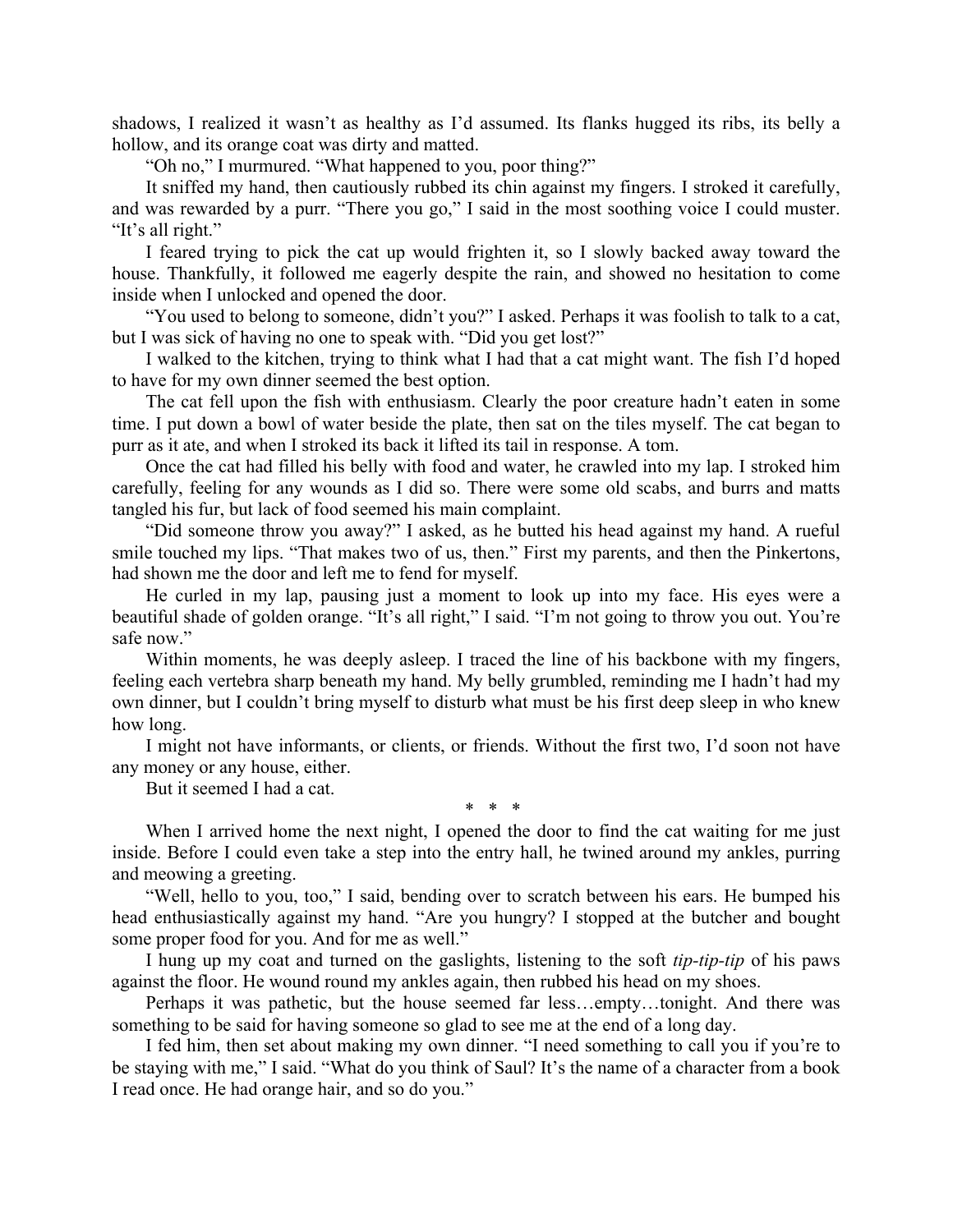shadows, I realized it wasn't as healthy as I'd assumed. Its flanks hugged its ribs, its belly a hollow, and its orange coat was dirty and matted.

"Oh no," I murmured. "What happened to you, poor thing?"

It sniffed my hand, then cautiously rubbed its chin against my fingers. I stroked it carefully, and was rewarded by a purr. "There you go," I said in the most soothing voice I could muster. "It's all right."

I feared trying to pick the cat up would frighten it, so I slowly backed away toward the house. Thankfully, it followed me eagerly despite the rain, and showed no hesitation to come inside when I unlocked and opened the door.

"You used to belong to someone, didn't you?" I asked. Perhaps it was foolish to talk to a cat, but I was sick of having no one to speak with. "Did you get lost?"

I walked to the kitchen, trying to think what I had that a cat might want. The fish I'd hoped to have for my own dinner seemed the best option.

The cat fell upon the fish with enthusiasm. Clearly the poor creature hadn't eaten in some time. I put down a bowl of water beside the plate, then sat on the tiles myself. The cat began to purr as it ate, and when I stroked its back it lifted its tail in response. A tom.

Once the cat had filled his belly with food and water, he crawled into my lap. I stroked him carefully, feeling for any wounds as I did so. There were some old scabs, and burrs and matts tangled his fur, but lack of food seemed his main complaint.

"Did someone throw you away?" I asked, as he butted his head against my hand. A rueful smile touched my lips. "That makes two of us, then." First my parents, and then the Pinkertons, had shown me the door and left me to fend for myself.

He curled in my lap, pausing just a moment to look up into my face. His eyes were a beautiful shade of golden orange. "It's all right," I said. "I'm not going to throw you out. You're safe now."

Within moments, he was deeply asleep. I traced the line of his backbone with my fingers, feeling each vertebra sharp beneath my hand. My belly grumbled, reminding me I hadn't had my own dinner, but I couldn't bring myself to disturb what must be his first deep sleep in who knew how long.

I might not have informants, or clients, or friends. Without the first two, I'd soon not have any money or any house, either.

But it seemed I had a cat.

\* \* \*

When I arrived home the next night, I opened the door to find the cat waiting for me just inside. Before I could even take a step into the entry hall, he twined around my ankles, purring and meowing a greeting.

"Well, hello to you, too," I said, bending over to scratch between his ears. He bumped his head enthusiastically against my hand. "Are you hungry? I stopped at the butcher and bought some proper food for you. And for me as well."

I hung up my coat and turned on the gaslights, listening to the soft *tip-tip-tip* of his paws against the floor. He wound round my ankles again, then rubbed his head on my shoes.

Perhaps it was pathetic, but the house seemed far less…empty…tonight. And there was something to be said for having someone so glad to see me at the end of a long day.

I fed him, then set about making my own dinner. "I need something to call you if you're to be staying with me," I said. "What do you think of Saul? It's the name of a character from a book I read once. He had orange hair, and so do you."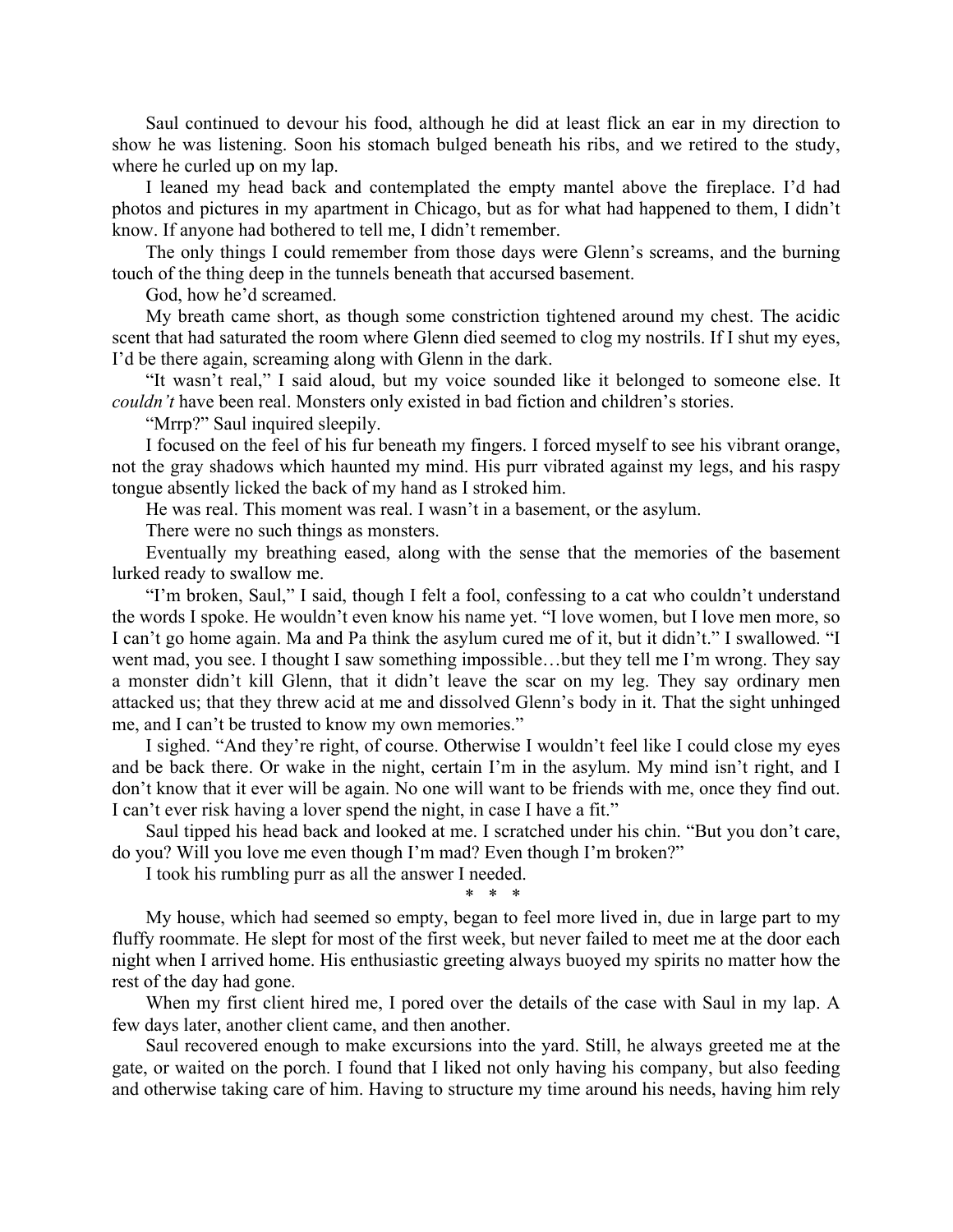Saul continued to devour his food, although he did at least flick an ear in my direction to show he was listening. Soon his stomach bulged beneath his ribs, and we retired to the study, where he curled up on my lap.

I leaned my head back and contemplated the empty mantel above the fireplace. I'd had photos and pictures in my apartment in Chicago, but as for what had happened to them, I didn't know. If anyone had bothered to tell me, I didn't remember.

The only things I could remember from those days were Glenn's screams, and the burning touch of the thing deep in the tunnels beneath that accursed basement.

God, how he'd screamed.

My breath came short, as though some constriction tightened around my chest. The acidic scent that had saturated the room where Glenn died seemed to clog my nostrils. If I shut my eyes, I'd be there again, screaming along with Glenn in the dark.

"It wasn't real," I said aloud, but my voice sounded like it belonged to someone else. It *couldn't* have been real. Monsters only existed in bad fiction and children's stories.

"Mrrp?" Saul inquired sleepily.

I focused on the feel of his fur beneath my fingers. I forced myself to see his vibrant orange, not the gray shadows which haunted my mind. His purr vibrated against my legs, and his raspy tongue absently licked the back of my hand as I stroked him.

He was real. This moment was real. I wasn't in a basement, or the asylum.

There were no such things as monsters.

Eventually my breathing eased, along with the sense that the memories of the basement lurked ready to swallow me.

"I'm broken, Saul," I said, though I felt a fool, confessing to a cat who couldn't understand the words I spoke. He wouldn't even know his name yet. "I love women, but I love men more, so I can't go home again. Ma and Pa think the asylum cured me of it, but it didn't." I swallowed. "I went mad, you see. I thought I saw something impossible…but they tell me I'm wrong. They say a monster didn't kill Glenn, that it didn't leave the scar on my leg. They say ordinary men attacked us; that they threw acid at me and dissolved Glenn's body in it. That the sight unhinged me, and I can't be trusted to know my own memories."

I sighed. "And they're right, of course. Otherwise I wouldn't feel like I could close my eyes and be back there. Or wake in the night, certain I'm in the asylum. My mind isn't right, and I don't know that it ever will be again. No one will want to be friends with me, once they find out. I can't ever risk having a lover spend the night, in case I have a fit."

Saul tipped his head back and looked at me. I scratched under his chin. "But you don't care, do you? Will you love me even though I'm mad? Even though I'm broken?"

I took his rumbling purr as all the answer I needed.

\* \* \*

My house, which had seemed so empty, began to feel more lived in, due in large part to my fluffy roommate. He slept for most of the first week, but never failed to meet me at the door each night when I arrived home. His enthusiastic greeting always buoyed my spirits no matter how the rest of the day had gone.

When my first client hired me, I pored over the details of the case with Saul in my lap. A few days later, another client came, and then another.

Saul recovered enough to make excursions into the yard. Still, he always greeted me at the gate, or waited on the porch. I found that I liked not only having his company, but also feeding and otherwise taking care of him. Having to structure my time around his needs, having him rely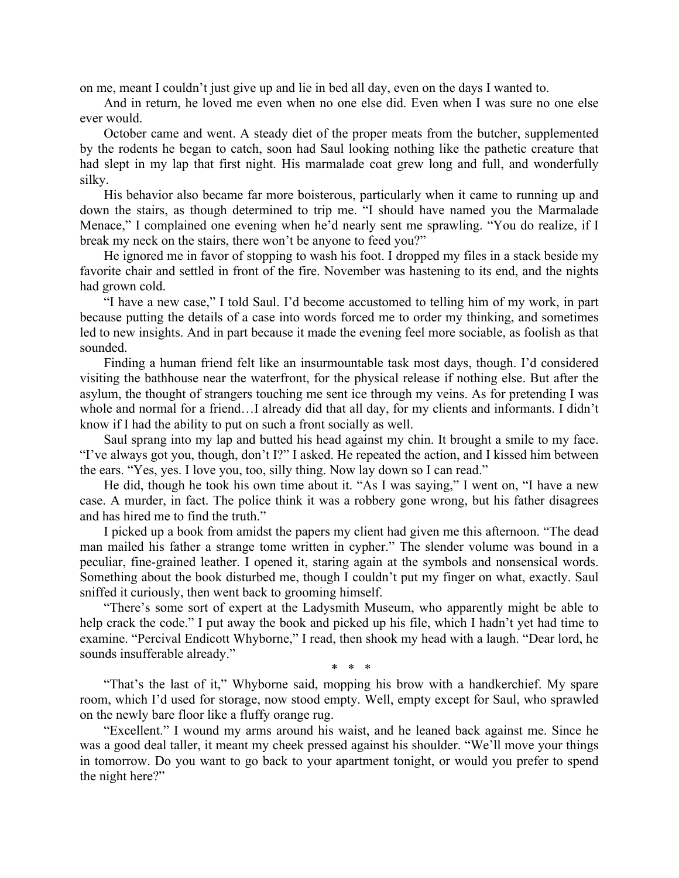on me, meant I couldn't just give up and lie in bed all day, even on the days I wanted to.

And in return, he loved me even when no one else did. Even when I was sure no one else ever would.

October came and went. A steady diet of the proper meats from the butcher, supplemented by the rodents he began to catch, soon had Saul looking nothing like the pathetic creature that had slept in my lap that first night. His marmalade coat grew long and full, and wonderfully silky.

His behavior also became far more boisterous, particularly when it came to running up and down the stairs, as though determined to trip me. "I should have named you the Marmalade Menace," I complained one evening when he'd nearly sent me sprawling. "You do realize, if I break my neck on the stairs, there won't be anyone to feed you?"

He ignored me in favor of stopping to wash his foot. I dropped my files in a stack beside my favorite chair and settled in front of the fire. November was hastening to its end, and the nights had grown cold.

"I have a new case," I told Saul. I'd become accustomed to telling him of my work, in part because putting the details of a case into words forced me to order my thinking, and sometimes led to new insights. And in part because it made the evening feel more sociable, as foolish as that sounded.

Finding a human friend felt like an insurmountable task most days, though. I'd considered visiting the bathhouse near the waterfront, for the physical release if nothing else. But after the asylum, the thought of strangers touching me sent ice through my veins. As for pretending I was whole and normal for a friend…I already did that all day, for my clients and informants. I didn't know if I had the ability to put on such a front socially as well.

Saul sprang into my lap and butted his head against my chin. It brought a smile to my face. "I've always got you, though, don't I?" I asked. He repeated the action, and I kissed him between the ears. "Yes, yes. I love you, too, silly thing. Now lay down so I can read."

He did, though he took his own time about it. "As I was saying," I went on, "I have a new case. A murder, in fact. The police think it was a robbery gone wrong, but his father disagrees and has hired me to find the truth."

I picked up a book from amidst the papers my client had given me this afternoon. "The dead man mailed his father a strange tome written in cypher." The slender volume was bound in a peculiar, fine-grained leather. I opened it, staring again at the symbols and nonsensical words. Something about the book disturbed me, though I couldn't put my finger on what, exactly. Saul sniffed it curiously, then went back to grooming himself.

"There's some sort of expert at the Ladysmith Museum, who apparently might be able to help crack the code." I put away the book and picked up his file, which I hadn't yet had time to examine. "Percival Endicott Whyborne," I read, then shook my head with a laugh. "Dear lord, he sounds insufferable already."

\* \* \*

"That's the last of it," Whyborne said, mopping his brow with a handkerchief. My spare room, which I'd used for storage, now stood empty. Well, empty except for Saul, who sprawled on the newly bare floor like a fluffy orange rug.

"Excellent." I wound my arms around his waist, and he leaned back against me. Since he was a good deal taller, it meant my cheek pressed against his shoulder. "We'll move your things in tomorrow. Do you want to go back to your apartment tonight, or would you prefer to spend the night here?"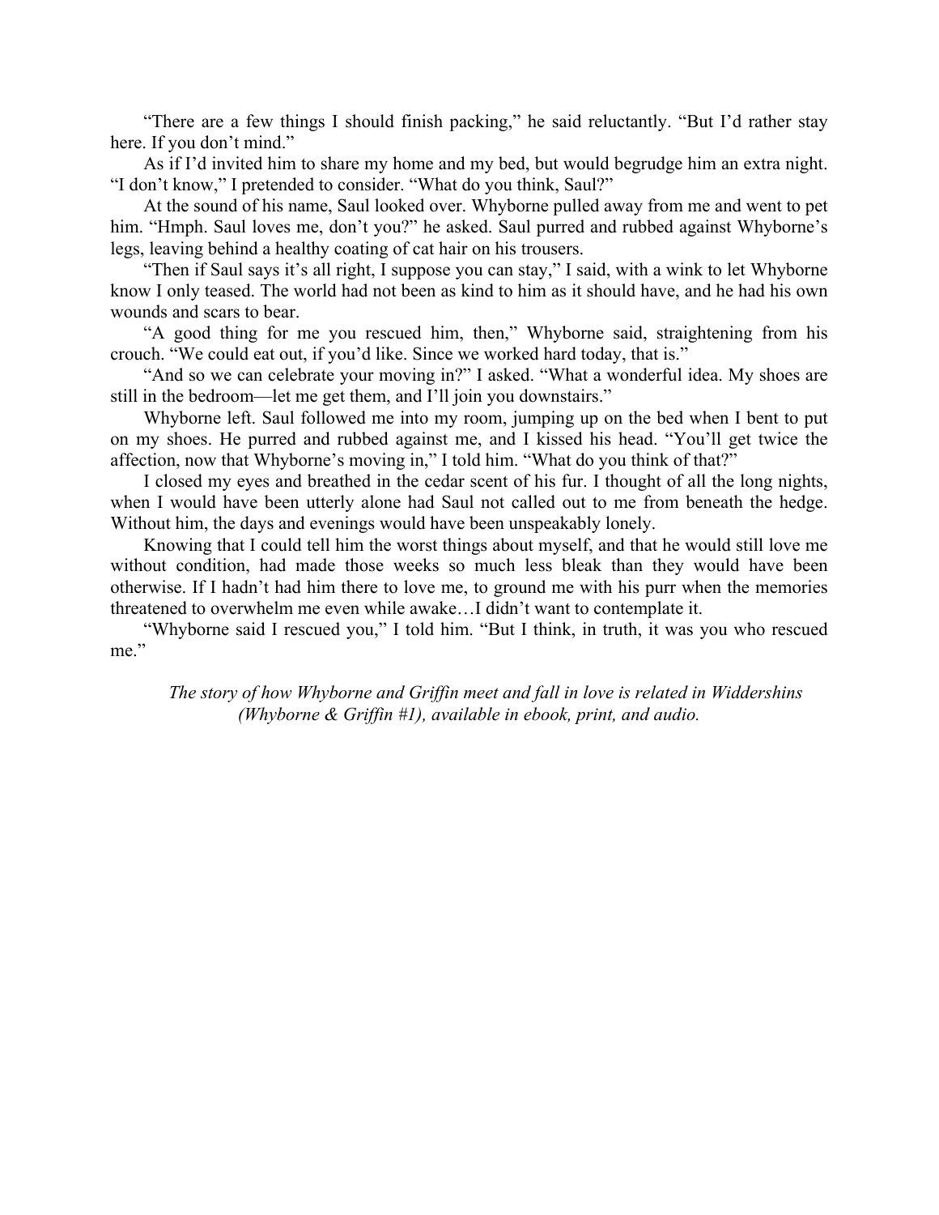"There are a few things I should finish packing," he said reluctantly. "But I'd rather stay here. If you don't mind."

As if I'd invited him to share my home and my bed, but would begrudge him an extra night. "I don't know," I pretended to consider. "What do you think, Saul?"

At the sound of his name, Saul looked over. Whyborne pulled away from me and went to pet him. "Hmph. Saul loves me, don't you?" he asked. Saul purred and rubbed against Whyborne's legs, leaving behind a healthy coating of cat hair on his trousers.

"Then if Saul says it's all right, I suppose you can stay," I said, with a wink to let Whyborne know I only teased. The world had not been as kind to him as it should have, and he had his own wounds and scars to bear.

"A good thing for me you rescued him, then," Whyborne said, straightening from his crouch. "We could eat out, if you'd like. Since we worked hard today, that is."

"And so we can celebrate your moving in?" I asked. "What a wonderful idea. My shoes are still in the bedroom—let me get them, and I'll join you downstairs."

Whyborne left. Saul followed me into my room, jumping up on the bed when I bent to put on my shoes. He purred and rubbed against me, and I kissed his head. "You'll get twice the affection, now that Whyborne's moving in," I told him. "What do you think of that?"

I closed my eyes and breathed in the cedar scent of his fur. I thought of all the long nights, when I would have been utterly alone had Saul not called out to me from beneath the hedge. Without him, the days and evenings would have been unspeakably lonely.

Knowing that I could tell him the worst things about myself, and that he would still love me without condition, had made those weeks so much less bleak than they would have been otherwise. If I hadn't had him there to love me, to ground me with his purr when the memories threatened to overwhelm me even while awake…I didn't want to contemplate it.

"Whyborne said I rescued you," I told him. "But I think, in truth, it was you who rescued me."

*The story of how Whyborne and Griffin meet and fall in love is related in Widdershins (Whyborne & Griffin #1), available in ebook, print, and audio.*